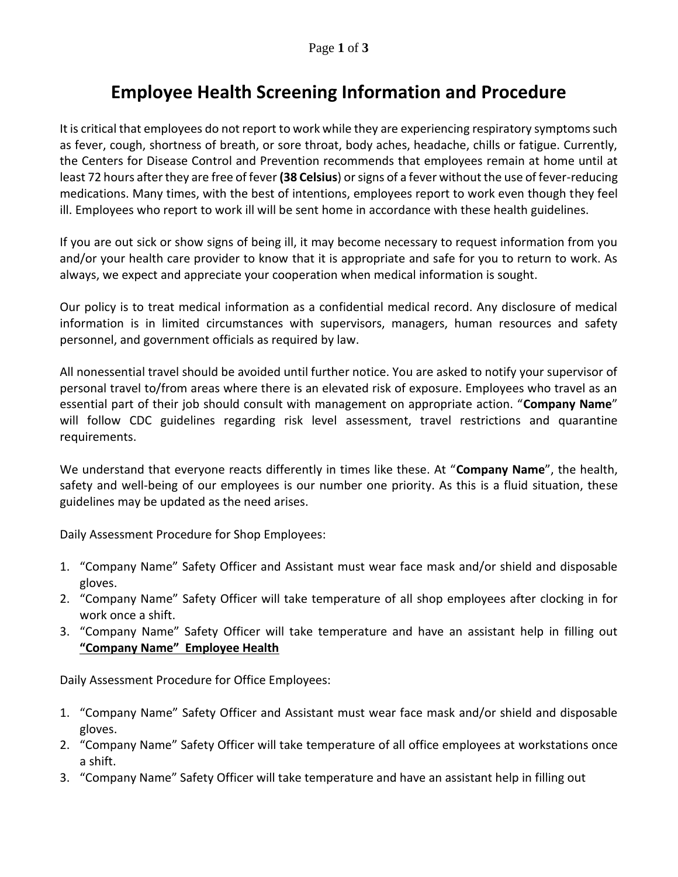# Employee Health Screening Information and Procedure

It is critical that employees do not report to work while they are experiencing respiratory symptoms such as fever, cough, shortness of breath, or sore throat, body aches, headache, chills or fatigue. Currently, the Centers for Disease Control and Prevention recommends that employees remain at home until at least 72 hours after they are free of fever **(38 Celsius**) or signs of a fever without the use of fever-reducing medications. Many times, with the best of intentions, employees report to work even though they feel ill. Employees who report to work ill will be sent home in accordance with these health guidelines.

If you are out sick or show signs of being ill, it may become necessary to request information from you and/or your health care provider to know that it is appropriate and safe for you to return to work. As always, we expect and appreciate your cooperation when medical information is sought.

Our policy is to treat medical information as a confidential medical record. Any disclosure of medical information is in limited circumstances with supervisors, managers, human resources and safety personnel, and government officials as required by law.

All nonessential travel should be avoided until further notice. You are asked to notify your supervisor of personal travel to/from areas where there is an elevated risk of exposure. Employees who travel as an essential part of their job should consult with management on appropriate action. "**Company Name**" will follow CDC guidelines regarding risk level assessment, travel restrictions and quarantine requirements.

We understand that everyone reacts differently in times like these. At "**Company Name**", the health, safety and well-being of our employees is our number one priority. As this is a fluid situation, these guidelines may be updated as the need arises.

Daily Assessment Procedure for Shop Employees:

1. "Company Name" Safety Officer and Assistant must wear face mask and/or shield and disposable gloves.
2. "Company Name" Safety Officer will take temperature of all shop employees after clocking in for work once a shift.
3. "Company Name" Safety Officer will take temperature and have an assistant help in filling out **"Company Name" Employee Health**

Daily Assessment Procedure for Office Employees:

1. "Company Name" Safety Officer and Assistant must wear face mask and/or shield and disposable gloves.
2. "Company Name" Safety Officer will take temperature of all office employees at workstations once a shift.
3. "Company Name" Safety Officer will take temperature and have an assistant help in filling out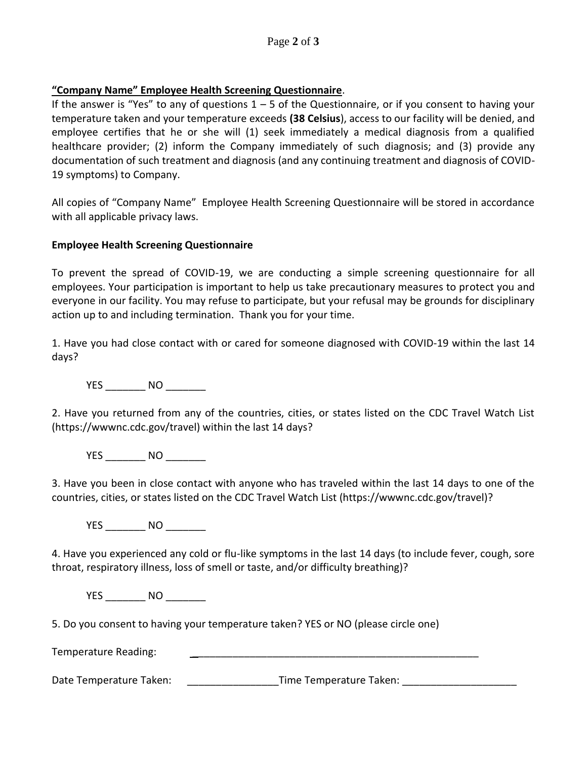**<u>"Company Name" Employee Health Screening Questionnaire</u>**.
If the answer is "Yes" to any of questions 1 – 5 of the Questionnaire, or if you consent to having your temperature taken and your temperature exceeds **(38 Celsius**), access to our facility will be denied, and employee certifies that he or she will (1) seek immediately a medical diagnosis from a qualified healthcare provider; (2) inform the Company immediately of such diagnosis; and (3) provide any documentation of such treatment and diagnosis (and any continuing treatment and diagnosis of COVID-19 symptoms) to Company.

All copies of "Company Name" Employee Health Screening Questionnaire will be stored in accordance with all applicable privacy laws.

**Employee Health Screening Questionnaire**

To prevent the spread of COVID-19, we are conducting a simple screening questionnaire for all employees. Your participation is important to help us take precautionary measures to protect you and everyone in our facility. You may refuse to participate, but your refusal may be grounds for disciplinary action up to and including termination. Thank you for your time.

1. Have you had close contact with or cared for someone diagnosed with COVID-19 within the last 14 days?

YES _______ NO _______

2. Have you returned from any of the countries, cities, or states listed on the CDC Travel Watch List (https://wwwnc.cdc.gov/travel) within the last 14 days?

YES _______ NO _______

3. Have you been in close contact with anyone who has traveled within the last 14 days to one of the countries, cities, or states listed on the CDC Travel Watch List (https://wwwnc.cdc.gov/travel)?

YES _______ NO _______

4. Have you experienced any cold or flu-like symptoms in the last 14 days (to include fever, cough, sore throat, respiratory illness, loss of smell or taste, and/or difficulty breathing)?

YES _______ NO _______

5. Do you consent to having your temperature taken? YES or NO (please circle one)

Temperature Reading: ____________________________________________________

Date Temperature Taken: ________________ Time Temperature Taken: ____________________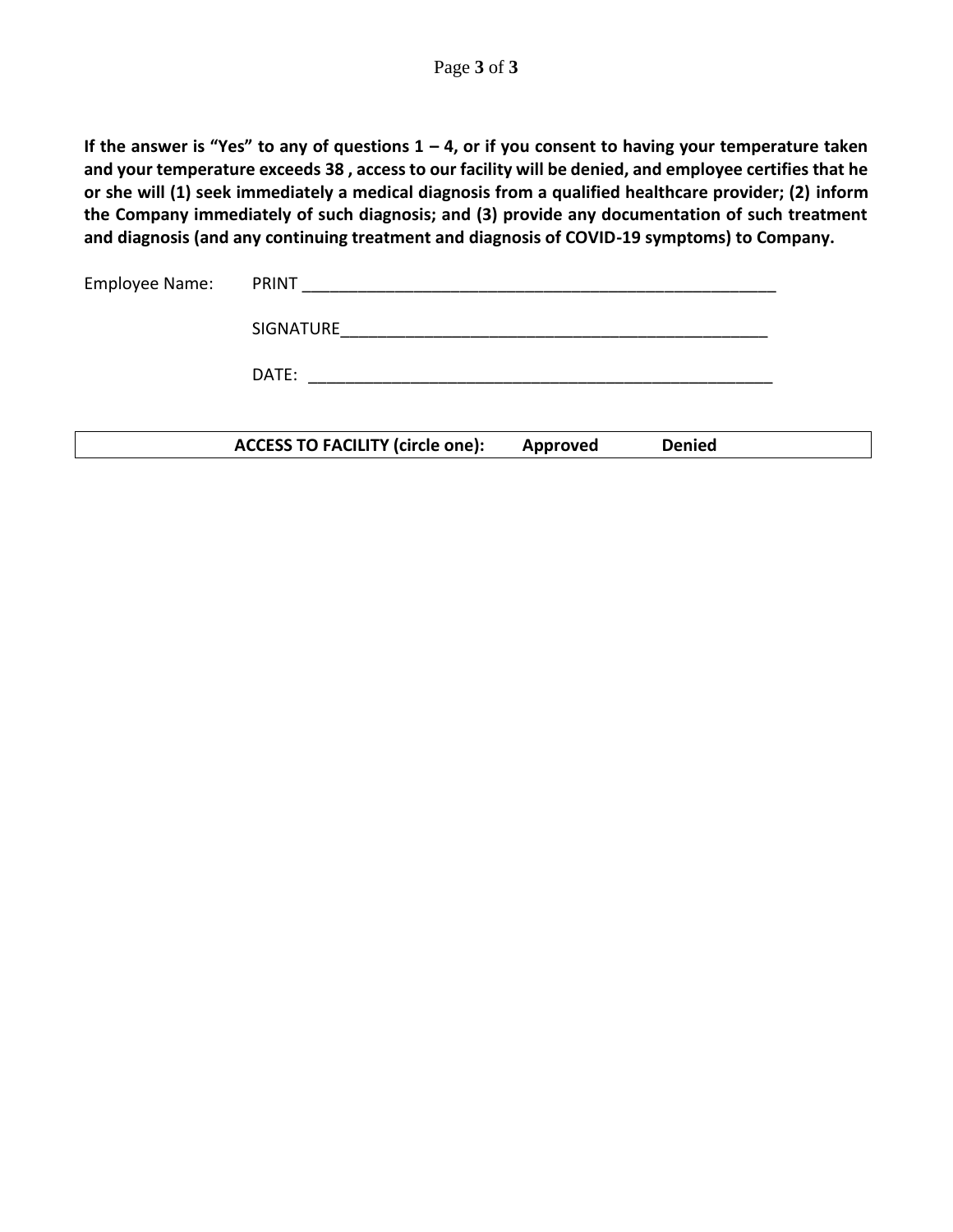**If the answer is "Yes" to any of questions 1 – 4, or if you consent to having your temperature taken and your temperature exceeds 38 , access to our facility will be denied, and employee certifies that he or she will (1) seek immediately a medical diagnosis from a qualified healthcare provider; (2) inform the Company immediately of such diagnosis; and (3) provide any documentation of such treatment and diagnosis (and any continuing treatment and diagnosis of COVID-19 symptoms) to Company.**

Employee Name: PRINT ______________________________________________________

SIGNATURE_______________________________________________

DATE: ___________________________________________________

| | | |
|---|---|---|
| **ACCESS TO FACILITY (circle one):** | **Approved** | **Denied** |